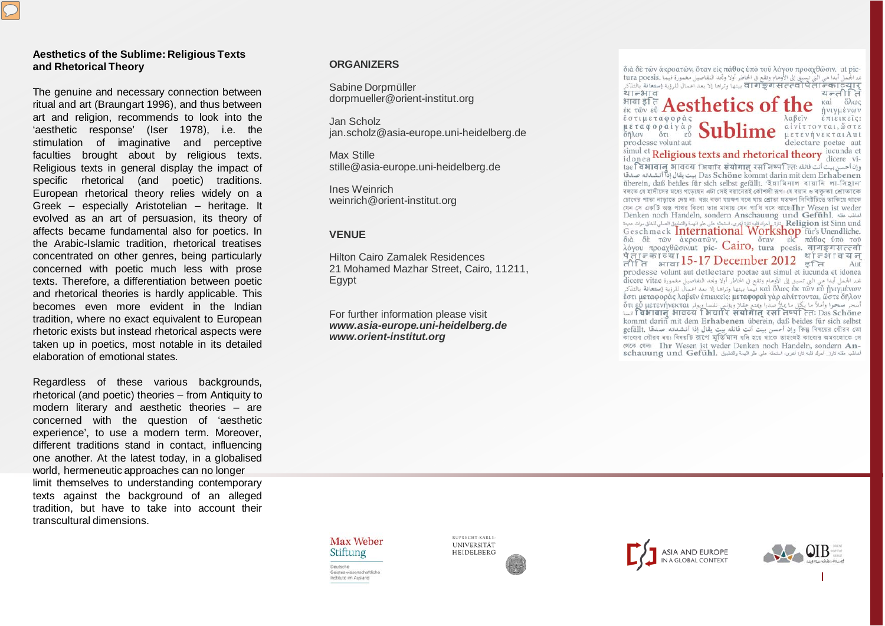**Aesthetics of the Sublime: Religious Texts and Rhetorical Theory**

The genuine and necessary connection between ritual and art (Braungart 1996), and thus between art and religion, recommends to look into the 'aesthetic response' (Iser 1978), i.e. the stimulation of imaginative and perceptive faculties brought about by religious texts. Religious texts in general display the impact of specific rhetorical (and poetic) traditions. European rhetorical theory relies widely on a Greek – especially Aristotelian – heritage. It evolved as an art of persuasion, its theory of affects became fundamental also for poetics. In the Arabic-Islamic tradition, rhetorical treatises concentrated on other genres, being particularly concerned with poetic much less with prose texts. Therefore, a differentiation between poetic and rhetorical theories is hardly applicable. This becomes even more evident in the Indian tradition, where no exact equivalent to European rhetoric exists but instead rhetorical aspects were taken up in poetics, most notable in its detailed elaboration of emotional states.

Regardless of these various backgrounds, rhetorical (and poetic) theories – from Antiquity to modern literary and aesthetic theories – are concerned with the question of 'aesthetic experience', to use a modern term. Moreover, different traditions stand in contact, influencing one another. At the latest today, in a globalised world, hermeneutic approaches can no longer limit themselves to understanding contemporary texts against the background of an alleged tradition, but have to take into account their transcultural dimensions.

**ORGANIZERS**

Sabine Dorpmüller
dorpmueller@orient-institut.org

Jan Scholz
jan.scholz@asia-europe.uni-heidelberg.de

Max Stille
stille@asia-europe.uni-heidelberg.de

Ines Weinrich
weinrich@orient-institut.org

**VENUE**

Hilton Cairo Zamalek Residences
21 Mohamed Mazhar Street, Cairo, 11211, Egypt

For further information please visit
***www.asia-europe.uni-heidelberg.de***
***www.orient-institut.org***

# Aesthetics of the Sublime

## Religious texts and rhetorical theory

International Workshop

Cairo, 15-17 December 2012

Max Weber Stiftung – Deutsche Geisteswissenschaftliche Institute im Ausland

Ruprecht-Karls-Universität Heidelberg

Asia and Europe in a Global Context

OIB – Orient-Institut Beirut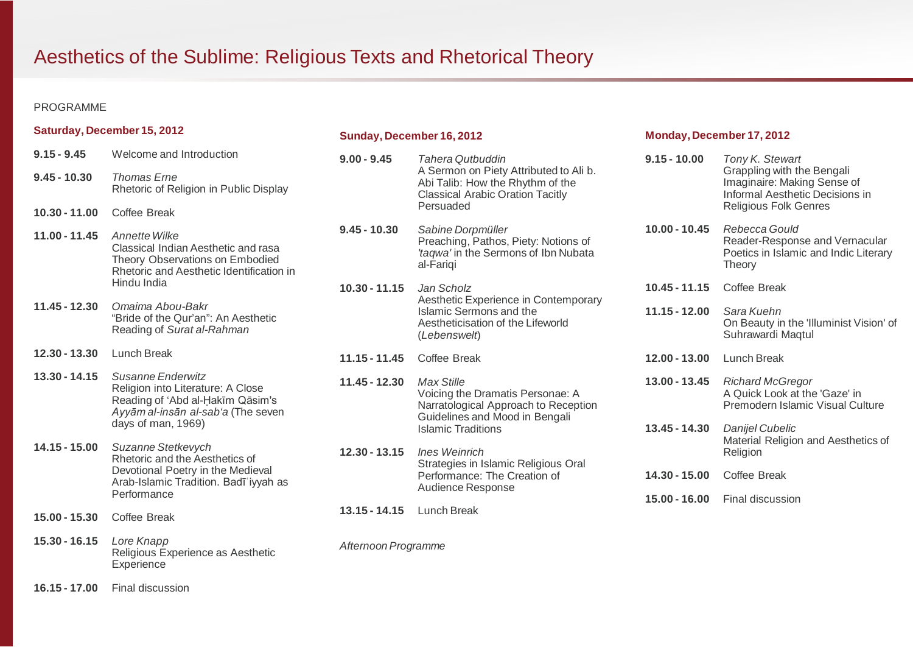# Aesthetics of the Sublime: Religious Texts and Rhetorical Theory

PROGRAMME

## Saturday, December 15, 2012

| | |
|---|---|
| **9.15 - 9.45** | Welcome and Introduction |
| **9.45 - 10.30** | *Thomas Erne*<br>Rhetoric of Religion in Public Display |
| **10.30 - 11.00** | Coffee Break |
| **11.00 - 11.45** | *Annette Wilke*<br>Classical Indian Aesthetic and rasa Theory Observations on Embodied Rhetoric and Aesthetic Identification in Hindu India |
| **11.45 - 12.30** | *Omaima Abou-Bakr*<br>“Bride of the Qur’an”: An Aesthetic Reading of *Surat al-Rahman* |
| **12.30 - 13.30** | Lunch Break |
| **13.30 - 14.15** | *Susanne Enderwitz*<br>Religion into Literature: A Close Reading of ‘Abd al-Ḥakīm Qāsim's *Ayyām al-insān al-sab'a* (The seven days of man, 1969) |
| **14.15 - 15.00** | *Suzanne Stetkevych*<br>Rhetoric and the Aesthetics of Devotional Poetry in the Medieval Arab-Islamic Tradition. Badī`iyyah as Performance |
| **15.00 - 15.30** | Coffee Break |
| **15.30 - 16.15** | *Lore Knapp*<br>Religious Experience as Aesthetic Experience |
| **16.15 - 17.00** | Final discussion |

## Sunday, December 16, 2012

| | |
|---|---|
| **9.00 - 9.45** | *Tahera Qutbuddin*<br>A Sermon on Piety Attributed to Ali b. Abi Talib: How the Rhythm of the Classical Arabic Oration Tacitly Persuaded |
| **9.45 - 10.30** | *Sabine Dorpmüller*<br>Preaching, Pathos, Piety: Notions of *'taqwa'* in the Sermons of Ibn Nubata al-Fariqi |
| **10.30 - 11.15** | *Jan Scholz*<br>Aesthetic Experience in Contemporary Islamic Sermons and the Aestheticisation of the Lifeworld (*Lebenswelt*) |
| **11.15 - 11.45** | Coffee Break |
| **11.45 - 12.30** | *Max Stille*<br>Voicing the Dramatis Personae: A Narratological Approach to Reception Guidelines and Mood in Bengali Islamic Traditions |
| **12.30 - 13.15** | *Ines Weinrich*<br>Strategies in Islamic Religious Oral Performance: The Creation of Audience Response |
| **13.15 - 14.15** | Lunch Break |

*Afternoon Programme*

## Monday, December 17, 2012

| | |
|---|---|
| **9.15 - 10.00** | *Tony K. Stewart*<br>Grappling with the Bengali Imaginaire: Making Sense of Informal Aesthetic Decisions in Religious Folk Genres |
| **10.00 - 10.45** | *Rebecca Gould*<br>Reader-Response and Vernacular Poetics in Islamic and Indic Literary Theory |
| **10.45 - 11.15** | Coffee Break |
| **11.15 - 12.00** | *Sara Kuehn*<br>On Beauty in the 'Illuminist Vision' of Suhrawardi Maqtul |
| **12.00 - 13.00** | Lunch Break |
| **13.00 - 13.45** | *Richard McGregor*<br>A Quick Look at the 'Gaze' in Premodern Islamic Visual Culture |
| **13.45 - 14.30** | *Danijel Cubelic*<br>Material Religion and Aesthetics of Religion |
| **14.30 - 15.00** | Coffee Break |
| **15.00 - 16.00** | Final discussion |